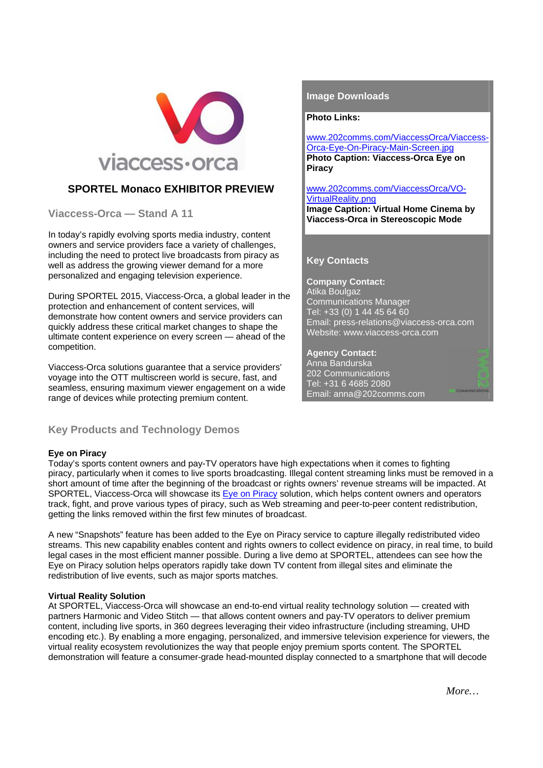## SPORTEL Monaco EXHIBITOR PREVIEW

### Viaccess-Orca — Stand A 11

In today's rapidly evolving sports media industry, content owners and service providers face a variety of challenges, including the need to protect live broadcasts from piracy as well as address the growing viewer demand for a more personalized and engaging television experience.

During SPORTEL 2015, Viaccess-Orca, a global leader in the protection and enhancement of content services, will demonstrate how content owners and service providers can quickly address these critical market changes to shape the ultimate content experience on every screen — ahead of the competition.

Viaccess-Orca solutions guarantee that a service providers' voyage into the OTT multiscreen world is secure, fast, and seamless, ensuring maximum viewer engagement on a wide range of devices while protecting premium content.

**Image Downloads**

**Photo Links:**

www.202comms.com/ViaccessOrca/Viaccess-Orca-Eye-On-Piracy-Main-Screen.jpg
**Photo Caption: Viaccess-Orca Eye on Piracy**

www.202comms.com/ViaccessOrca/VO-VirtualReality.png
**Image Caption: Virtual Home Cinema by Viaccess-Orca in Stereoscopic Mode**

**Key Contacts**

**Company Contact:**
Atika Boulgaz
Communications Manager
Tel: +33 (0) 1 44 45 64 60
Email: press-relations@viaccess-orca.com
Website: www.viaccess-orca.com

**Agency Contact:**
Anna Bandurska
202 Communications
Tel: +31 6 4685 2080
Email: anna@202comms.com

### Key Products and Technology Demos

**Eye on Piracy**
Today's sports content owners and pay-TV operators have high expectations when it comes to fighting piracy, particularly when it comes to live sports broadcasting. Illegal content streaming links must be removed in a short amount of time after the beginning of the broadcast or rights owners' revenue streams will be impacted. At SPORTEL, Viaccess-Orca will showcase its Eye on Piracy solution, which helps content owners and operators track, fight, and prove various types of piracy, such as Web streaming and peer-to-peer content redistribution, getting the links removed within the first few minutes of broadcast.

A new "Snapshots" feature has been added to the Eye on Piracy service to capture illegally redistributed video streams. This new capability enables content and rights owners to collect evidence on piracy, in real time, to build legal cases in the most efficient manner possible. During a live demo at SPORTEL, attendees can see how the Eye on Piracy solution helps operators rapidly take down TV content from illegal sites and eliminate the redistribution of live events, such as major sports matches.

**Virtual Reality Solution**
At SPORTEL, Viaccess-Orca will showcase an end-to-end virtual reality technology solution — created with partners Harmonic and Video Stitch — that allows content owners and pay-TV operators to deliver premium content, including live sports, in 360 degrees leveraging their video infrastructure (including streaming, UHD encoding etc.). By enabling a more engaging, personalized, and immersive television experience for viewers, the virtual reality ecosystem revolutionizes the way that people enjoy premium sports content. The SPORTEL demonstration will feature a consumer-grade head-mounted display connected to a smartphone that will decode

*More…*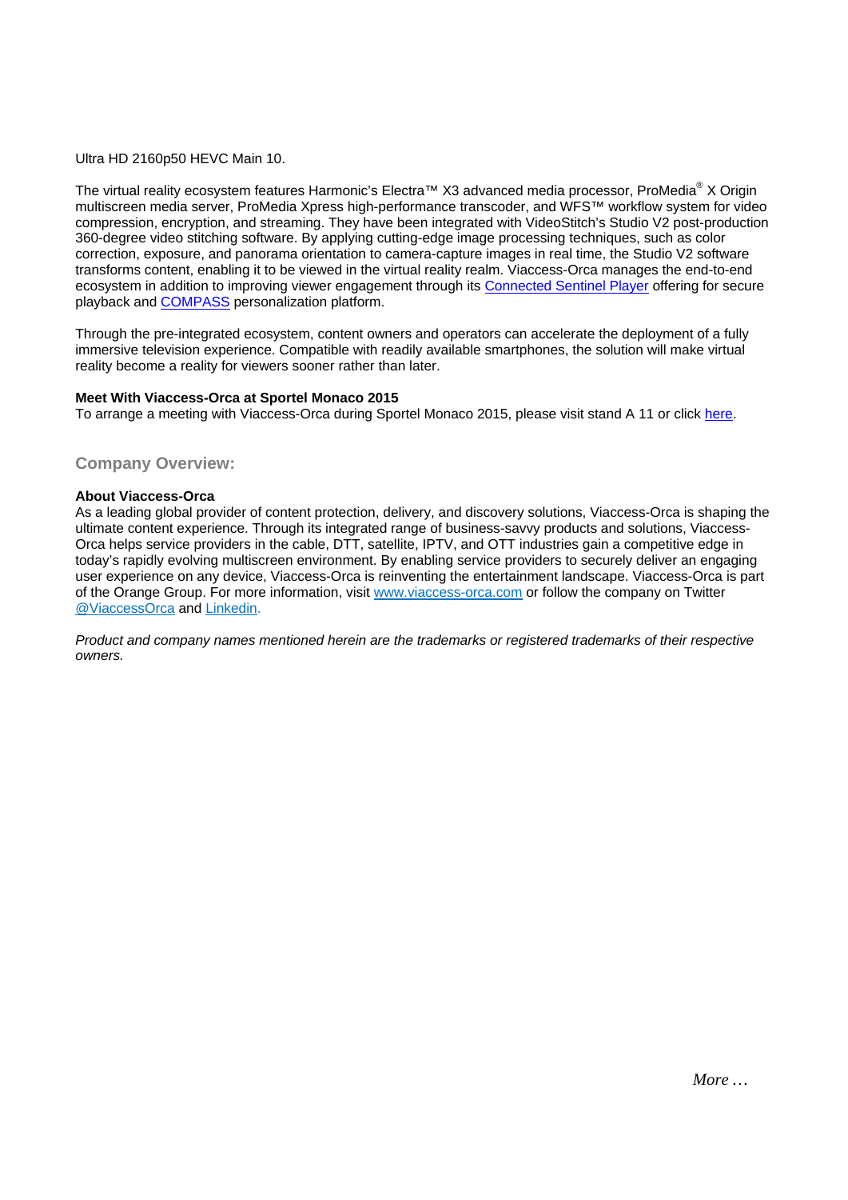Ultra HD 2160p50 HEVC Main 10.

The virtual reality ecosystem features Harmonic's Electra™ X3 advanced media processor, ProMedia® X Origin multiscreen media server, ProMedia Xpress high-performance transcoder, and WFS™ workflow system for video compression, encryption, and streaming. They have been integrated with VideoStitch's Studio V2 post-production 360-degree video stitching software. By applying cutting-edge image processing techniques, such as color correction, exposure, and panorama orientation to camera-capture images in real time, the Studio V2 software transforms content, enabling it to be viewed in the virtual reality realm. Viaccess-Orca manages the end-to-end ecosystem in addition to improving viewer engagement through its Connected Sentinel Player offering for secure playback and COMPASS personalization platform.

Through the pre-integrated ecosystem, content owners and operators can accelerate the deployment of a fully immersive television experience. Compatible with readily available smartphones, the solution will make virtual reality become a reality for viewers sooner rather than later.

**Meet With Viaccess-Orca at Sportel Monaco 2015**
To arrange a meeting with Viaccess-Orca during Sportel Monaco 2015, please visit stand A 11 or click here.

## Company Overview:

**About Viaccess-Orca**
As a leading global provider of content protection, delivery, and discovery solutions, Viaccess-Orca is shaping the ultimate content experience. Through its integrated range of business-savvy products and solutions, Viaccess-Orca helps service providers in the cable, DTT, satellite, IPTV, and OTT industries gain a competitive edge in today's rapidly evolving multiscreen environment. By enabling service providers to securely deliver an engaging user experience on any device, Viaccess-Orca is reinventing the entertainment landscape. Viaccess-Orca is part of the Orange Group. For more information, visit www.viaccess-orca.com or follow the company on Twitter @ViaccessOrca and Linkedin.

*Product and company names mentioned herein are the trademarks or registered trademarks of their respective owners.*

*More …*